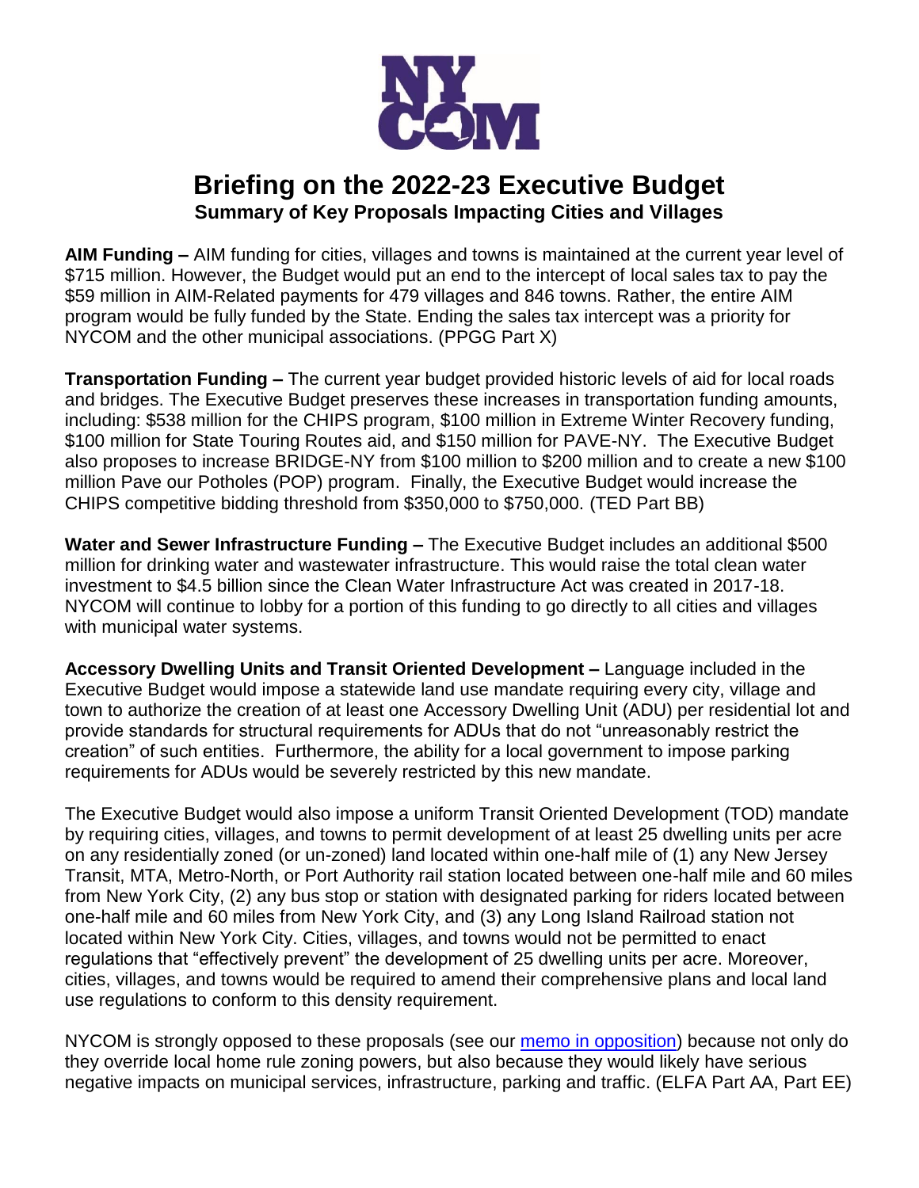# Briefing on the 2022-23 Executive Budget

## Summary of Key Proposals Impacting Cities and Villages

**AIM Funding –** AIM funding for cities, villages and towns is maintained at the current year level of $715 million. However, the Budget would put an end to the intercept of local sales tax to pay the $59 million in AIM-Related payments for 479 villages and 846 towns. Rather, the entire AIM program would be fully funded by the State. Ending the sales tax intercept was a priority for NYCOM and the other municipal associations. (PPGG Part X)

**Transportation Funding –** The current year budget provided historic levels of aid for local roads and bridges. The Executive Budget preserves these increases in transportation funding amounts, including: $538 million for the CHIPS program, $100 million in Extreme Winter Recovery funding, $100 million for State Touring Routes aid, and $150 million for PAVE-NY. The Executive Budget also proposes to increase BRIDGE-NY from $100 million to $200 million and to create a new $100 million Pave our Potholes (POP) program. Finally, the Executive Budget would increase the CHIPS competitive bidding threshold from $350,000 to $750,000. (TED Part BB)

**Water and Sewer Infrastructure Funding –** The Executive Budget includes an additional $500 million for drinking water and wastewater infrastructure. This would raise the total clean water investment to $4.5 billion since the Clean Water Infrastructure Act was created in 2017-18. NYCOM will continue to lobby for a portion of this funding to go directly to all cities and villages with municipal water systems.

**Accessory Dwelling Units and Transit Oriented Development –** Language included in the Executive Budget would impose a statewide land use mandate requiring every city, village and town to authorize the creation of at least one Accessory Dwelling Unit (ADU) per residential lot and provide standards for structural requirements for ADUs that do not "unreasonably restrict the creation" of such entities. Furthermore, the ability for a local government to impose parking requirements for ADUs would be severely restricted by this new mandate.

The Executive Budget would also impose a uniform Transit Oriented Development (TOD) mandate by requiring cities, villages, and towns to permit development of at least 25 dwelling units per acre on any residentially zoned (or un-zoned) land located within one-half mile of (1) any New Jersey Transit, MTA, Metro-North, or Port Authority rail station located between one-half mile and 60 miles from New York City, (2) any bus stop or station with designated parking for riders located between one-half mile and 60 miles from New York City, and (3) any Long Island Railroad station not located within New York City. Cities, villages, and towns would not be permitted to enact regulations that "effectively prevent" the development of 25 dwelling units per acre. Moreover, cities, villages, and towns would be required to amend their comprehensive plans and local land use regulations to conform to this density requirement.

NYCOM is strongly opposed to these proposals (see our memo in opposition) because not only do they override local home rule zoning powers, but also because they would likely have serious negative impacts on municipal services, infrastructure, parking and traffic. (ELFA Part AA, Part EE)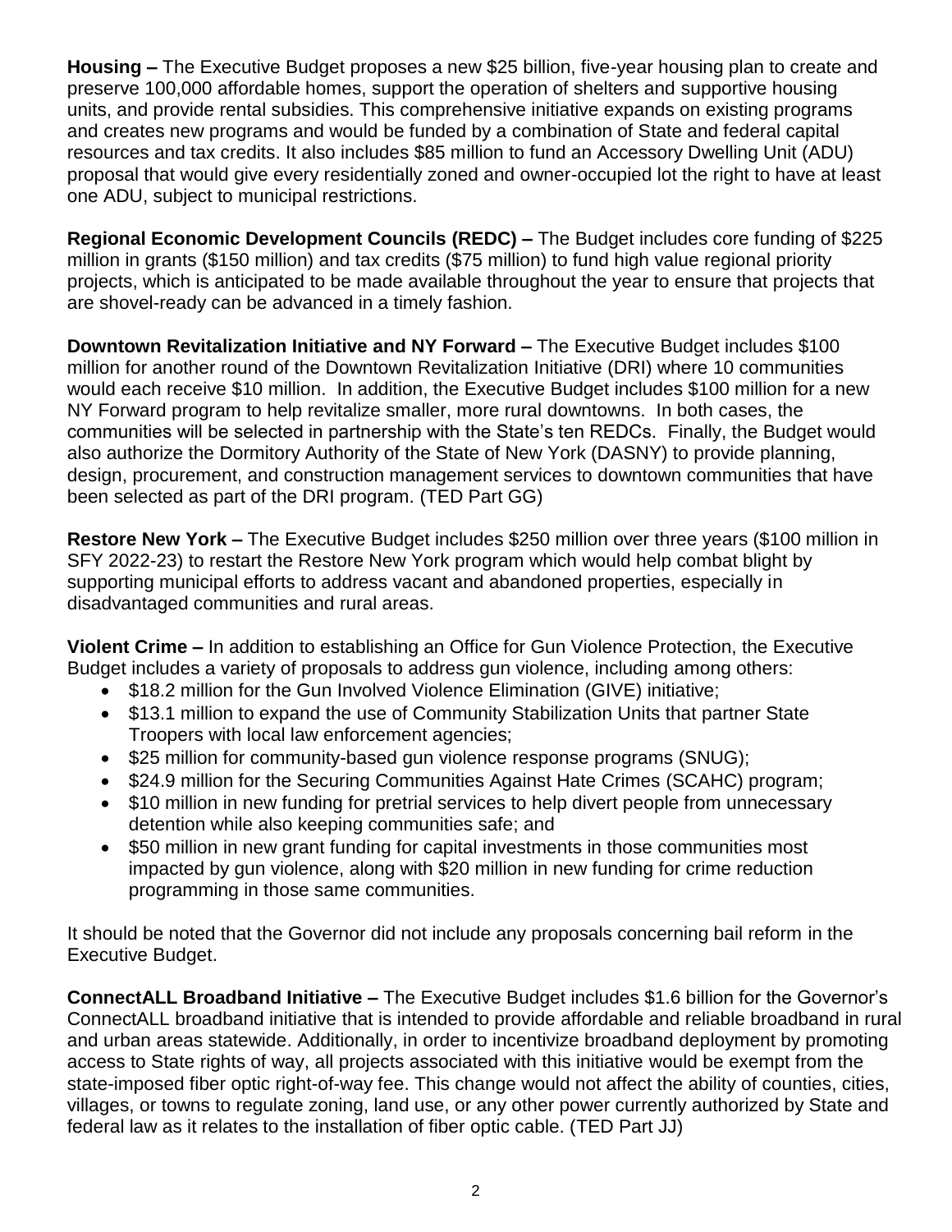**Housing –** The Executive Budget proposes a new $25 billion, five-year housing plan to create and preserve 100,000 affordable homes, support the operation of shelters and supportive housing units, and provide rental subsidies. This comprehensive initiative expands on existing programs and creates new programs and would be funded by a combination of State and federal capital resources and tax credits. It also includes $85 million to fund an Accessory Dwelling Unit (ADU) proposal that would give every residentially zoned and owner-occupied lot the right to have at least one ADU, subject to municipal restrictions.

**Regional Economic Development Councils (REDC) –** The Budget includes core funding of $225 million in grants ($150 million) and tax credits ($75 million) to fund high value regional priority projects, which is anticipated to be made available throughout the year to ensure that projects that are shovel-ready can be advanced in a timely fashion.

**Downtown Revitalization Initiative and NY Forward –** The Executive Budget includes $100 million for another round of the Downtown Revitalization Initiative (DRI) where 10 communities would each receive $10 million. In addition, the Executive Budget includes $100 million for a new NY Forward program to help revitalize smaller, more rural downtowns. In both cases, the communities will be selected in partnership with the State's ten REDCs. Finally, the Budget would also authorize the Dormitory Authority of the State of New York (DASNY) to provide planning, design, procurement, and construction management services to downtown communities that have been selected as part of the DRI program. (TED Part GG)

**Restore New York –** The Executive Budget includes $250 million over three years ($100 million in SFY 2022-23) to restart the Restore New York program which would help combat blight by supporting municipal efforts to address vacant and abandoned properties, especially in disadvantaged communities and rural areas.

**Violent Crime –** In addition to establishing an Office for Gun Violence Protection, the Executive Budget includes a variety of proposals to address gun violence, including among others:

- $18.2 million for the Gun Involved Violence Elimination (GIVE) initiative;
- $13.1 million to expand the use of Community Stabilization Units that partner State Troopers with local law enforcement agencies;
- $25 million for community-based gun violence response programs (SNUG);
- $24.9 million for the Securing Communities Against Hate Crimes (SCAHC) program;
- $10 million in new funding for pretrial services to help divert people from unnecessary detention while also keeping communities safe; and
- $50 million in new grant funding for capital investments in those communities most impacted by gun violence, along with $20 million in new funding for crime reduction programming in those same communities.

It should be noted that the Governor did not include any proposals concerning bail reform in the Executive Budget.

**ConnectALL Broadband Initiative –** The Executive Budget includes $1.6 billion for the Governor's ConnectALL broadband initiative that is intended to provide affordable and reliable broadband in rural and urban areas statewide. Additionally, in order to incentivize broadband deployment by promoting access to State rights of way, all projects associated with this initiative would be exempt from the state-imposed fiber optic right-of-way fee. This change would not affect the ability of counties, cities, villages, or towns to regulate zoning, land use, or any other power currently authorized by State and federal law as it relates to the installation of fiber optic cable. (TED Part JJ)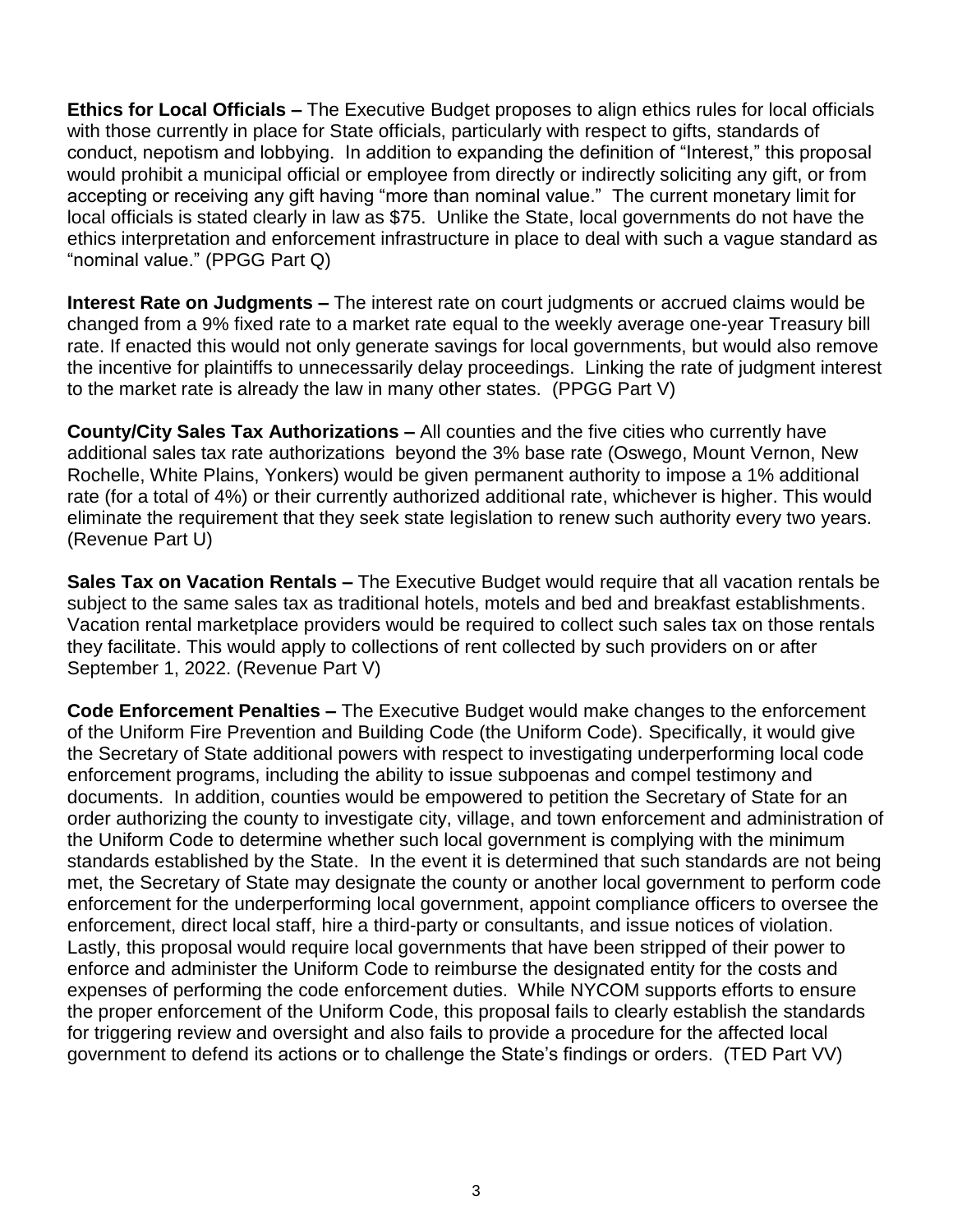**Ethics for Local Officials –** The Executive Budget proposes to align ethics rules for local officials with those currently in place for State officials, particularly with respect to gifts, standards of conduct, nepotism and lobbying. In addition to expanding the definition of "Interest," this proposal would prohibit a municipal official or employee from directly or indirectly soliciting any gift, or from accepting or receiving any gift having "more than nominal value." The current monetary limit for local officials is stated clearly in law as $75. Unlike the State, local governments do not have the ethics interpretation and enforcement infrastructure in place to deal with such a vague standard as "nominal value." (PPGG Part Q)

**Interest Rate on Judgments –** The interest rate on court judgments or accrued claims would be changed from a 9% fixed rate to a market rate equal to the weekly average one-year Treasury bill rate. If enacted this would not only generate savings for local governments, but would also remove the incentive for plaintiffs to unnecessarily delay proceedings. Linking the rate of judgment interest to the market rate is already the law in many other states. (PPGG Part V)

**County/City Sales Tax Authorizations –** All counties and the five cities who currently have additional sales tax rate authorizations beyond the 3% base rate (Oswego, Mount Vernon, New Rochelle, White Plains, Yonkers) would be given permanent authority to impose a 1% additional rate (for a total of 4%) or their currently authorized additional rate, whichever is higher. This would eliminate the requirement that they seek state legislation to renew such authority every two years. (Revenue Part U)

**Sales Tax on Vacation Rentals –** The Executive Budget would require that all vacation rentals be subject to the same sales tax as traditional hotels, motels and bed and breakfast establishments. Vacation rental marketplace providers would be required to collect such sales tax on those rentals they facilitate. This would apply to collections of rent collected by such providers on or after September 1, 2022. (Revenue Part V)

**Code Enforcement Penalties –** The Executive Budget would make changes to the enforcement of the Uniform Fire Prevention and Building Code (the Uniform Code). Specifically, it would give the Secretary of State additional powers with respect to investigating underperforming local code enforcement programs, including the ability to issue subpoenas and compel testimony and documents. In addition, counties would be empowered to petition the Secretary of State for an order authorizing the county to investigate city, village, and town enforcement and administration of the Uniform Code to determine whether such local government is complying with the minimum standards established by the State. In the event it is determined that such standards are not being met, the Secretary of State may designate the county or another local government to perform code enforcement for the underperforming local government, appoint compliance officers to oversee the enforcement, direct local staff, hire a third-party or consultants, and issue notices of violation. Lastly, this proposal would require local governments that have been stripped of their power to enforce and administer the Uniform Code to reimburse the designated entity for the costs and expenses of performing the code enforcement duties. While NYCOM supports efforts to ensure the proper enforcement of the Uniform Code, this proposal fails to clearly establish the standards for triggering review and oversight and also fails to provide a procedure for the affected local government to defend its actions or to challenge the State's findings or orders. (TED Part VV)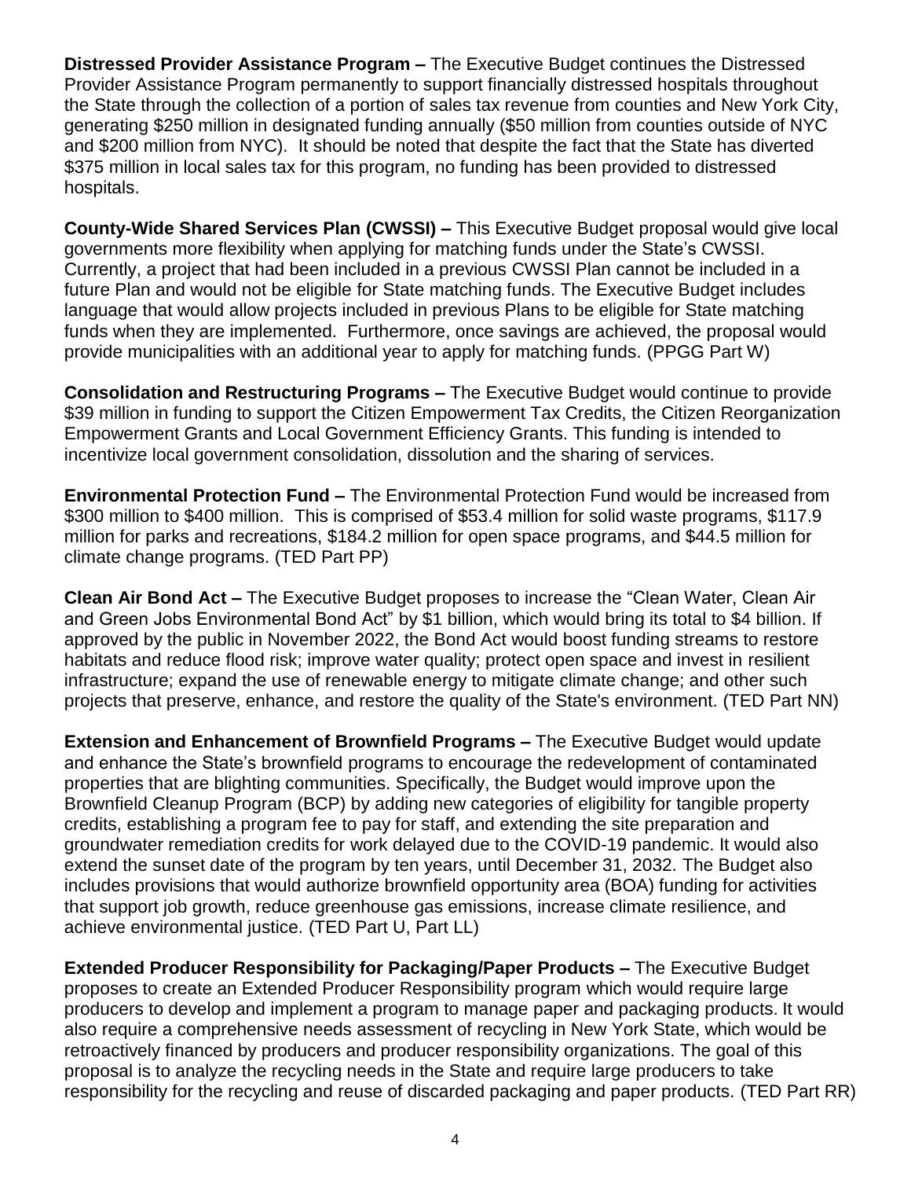**Distressed Provider Assistance Program –** The Executive Budget continues the Distressed Provider Assistance Program permanently to support financially distressed hospitals throughout the State through the collection of a portion of sales tax revenue from counties and New York City, generating $250 million in designated funding annually ($50 million from counties outside of NYC and $200 million from NYC). It should be noted that despite the fact that the State has diverted $375 million in local sales tax for this program, no funding has been provided to distressed hospitals.

**County-Wide Shared Services Plan (CWSSI) –** This Executive Budget proposal would give local governments more flexibility when applying for matching funds under the State's CWSSI. Currently, a project that had been included in a previous CWSSI Plan cannot be included in a future Plan and would not be eligible for State matching funds. The Executive Budget includes language that would allow projects included in previous Plans to be eligible for State matching funds when they are implemented. Furthermore, once savings are achieved, the proposal would provide municipalities with an additional year to apply for matching funds. (PPGG Part W)

**Consolidation and Restructuring Programs –** The Executive Budget would continue to provide $39 million in funding to support the Citizen Empowerment Tax Credits, the Citizen Reorganization Empowerment Grants and Local Government Efficiency Grants. This funding is intended to incentivize local government consolidation, dissolution and the sharing of services.

**Environmental Protection Fund –** The Environmental Protection Fund would be increased from $300 million to $400 million. This is comprised of $53.4 million for solid waste programs, $117.9 million for parks and recreations, $184.2 million for open space programs, and $44.5 million for climate change programs. (TED Part PP)

**Clean Air Bond Act –** The Executive Budget proposes to increase the "Clean Water, Clean Air and Green Jobs Environmental Bond Act" by $1 billion, which would bring its total to $4 billion. If approved by the public in November 2022, the Bond Act would boost funding streams to restore habitats and reduce flood risk; improve water quality; protect open space and invest in resilient infrastructure; expand the use of renewable energy to mitigate climate change; and other such projects that preserve, enhance, and restore the quality of the State's environment. (TED Part NN)

**Extension and Enhancement of Brownfield Programs –** The Executive Budget would update and enhance the State's brownfield programs to encourage the redevelopment of contaminated properties that are blighting communities. Specifically, the Budget would improve upon the Brownfield Cleanup Program (BCP) by adding new categories of eligibility for tangible property credits, establishing a program fee to pay for staff, and extending the site preparation and groundwater remediation credits for work delayed due to the COVID-19 pandemic. It would also extend the sunset date of the program by ten years, until December 31, 2032. The Budget also includes provisions that would authorize brownfield opportunity area (BOA) funding for activities that support job growth, reduce greenhouse gas emissions, increase climate resilience, and achieve environmental justice. (TED Part U, Part LL)

**Extended Producer Responsibility for Packaging/Paper Products –** The Executive Budget proposes to create an Extended Producer Responsibility program which would require large producers to develop and implement a program to manage paper and packaging products. It would also require a comprehensive needs assessment of recycling in New York State, which would be retroactively financed by producers and producer responsibility organizations. The goal of this proposal is to analyze the recycling needs in the State and require large producers to take responsibility for the recycling and reuse of discarded packaging and paper products. (TED Part RR)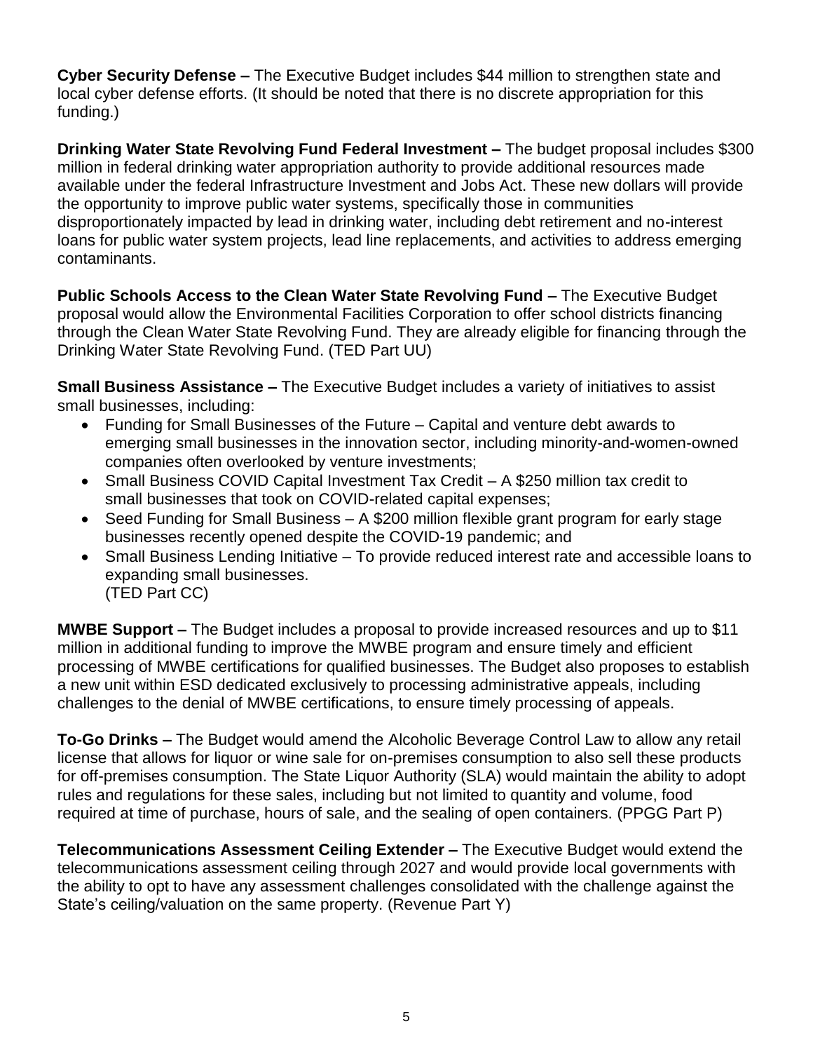**Cyber Security Defense –** The Executive Budget includes $44 million to strengthen state and local cyber defense efforts. (It should be noted that there is no discrete appropriation for this funding.)

**Drinking Water State Revolving Fund Federal Investment –** The budget proposal includes $300 million in federal drinking water appropriation authority to provide additional resources made available under the federal Infrastructure Investment and Jobs Act. These new dollars will provide the opportunity to improve public water systems, specifically those in communities disproportionately impacted by lead in drinking water, including debt retirement and no-interest loans for public water system projects, lead line replacements, and activities to address emerging contaminants.

**Public Schools Access to the Clean Water State Revolving Fund –** The Executive Budget proposal would allow the Environmental Facilities Corporation to offer school districts financing through the Clean Water State Revolving Fund. They are already eligible for financing through the Drinking Water State Revolving Fund. (TED Part UU)

**Small Business Assistance –** The Executive Budget includes a variety of initiatives to assist small businesses, including:

- Funding for Small Businesses of the Future – Capital and venture debt awards to emerging small businesses in the innovation sector, including minority-and-women-owned companies often overlooked by venture investments;
- Small Business COVID Capital Investment Tax Credit – A $250 million tax credit to small businesses that took on COVID-related capital expenses;
- Seed Funding for Small Business – A $200 million flexible grant program for early stage businesses recently opened despite the COVID-19 pandemic; and
- Small Business Lending Initiative – To provide reduced interest rate and accessible loans to expanding small businesses.
  (TED Part CC)

**MWBE Support –** The Budget includes a proposal to provide increased resources and up to $11 million in additional funding to improve the MWBE program and ensure timely and efficient processing of MWBE certifications for qualified businesses. The Budget also proposes to establish a new unit within ESD dedicated exclusively to processing administrative appeals, including challenges to the denial of MWBE certifications, to ensure timely processing of appeals.

**To-Go Drinks –** The Budget would amend the Alcoholic Beverage Control Law to allow any retail license that allows for liquor or wine sale for on-premises consumption to also sell these products for off-premises consumption. The State Liquor Authority (SLA) would maintain the ability to adopt rules and regulations for these sales, including but not limited to quantity and volume, food required at time of purchase, hours of sale, and the sealing of open containers. (PPGG Part P)

**Telecommunications Assessment Ceiling Extender –** The Executive Budget would extend the telecommunications assessment ceiling through 2027 and would provide local governments with the ability to opt to have any assessment challenges consolidated with the challenge against the State's ceiling/valuation on the same property. (Revenue Part Y)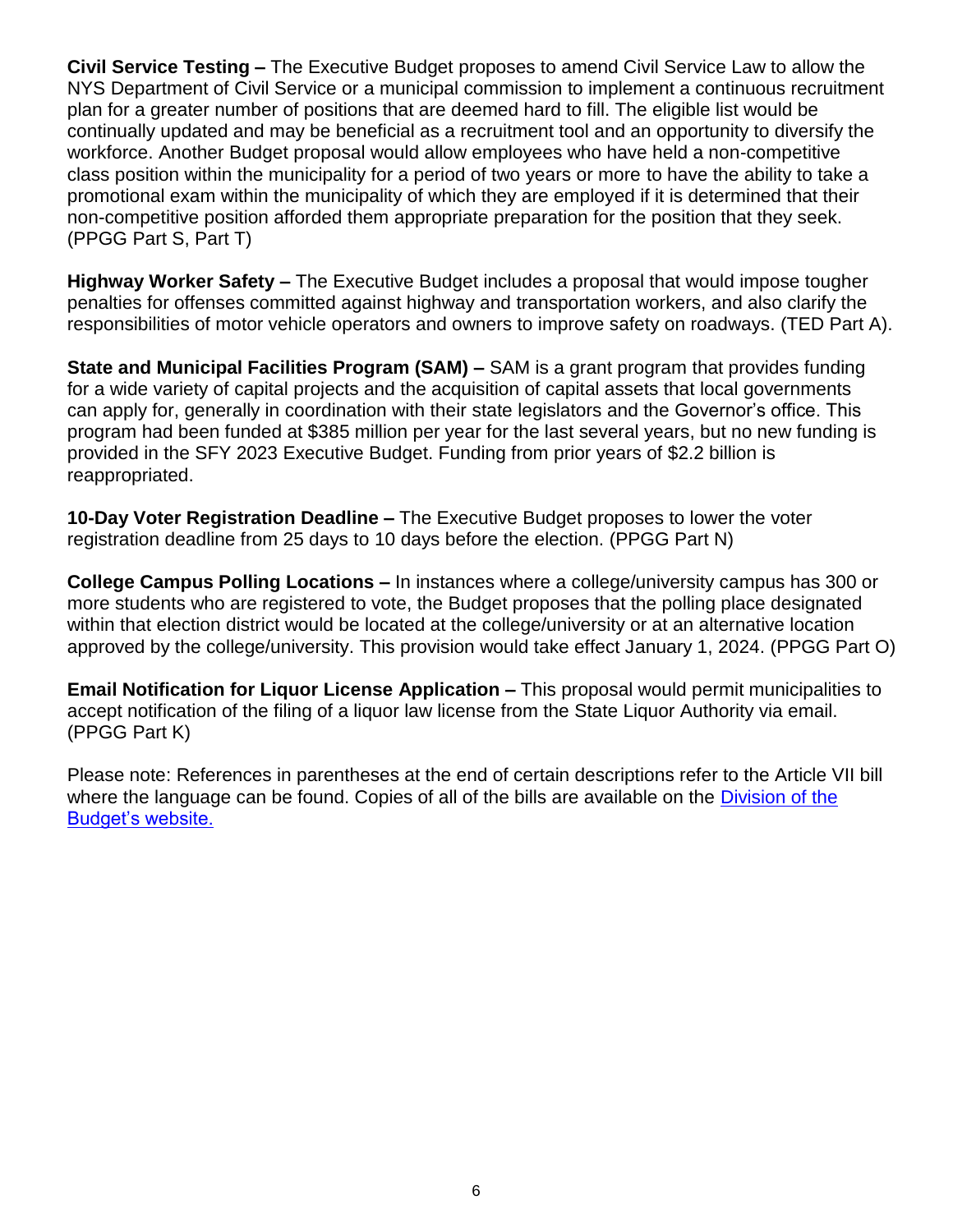**Civil Service Testing –** The Executive Budget proposes to amend Civil Service Law to allow the NYS Department of Civil Service or a municipal commission to implement a continuous recruitment plan for a greater number of positions that are deemed hard to fill. The eligible list would be continually updated and may be beneficial as a recruitment tool and an opportunity to diversify the workforce. Another Budget proposal would allow employees who have held a non-competitive class position within the municipality for a period of two years or more to have the ability to take a promotional exam within the municipality of which they are employed if it is determined that their non-competitive position afforded them appropriate preparation for the position that they seek. (PPGG Part S, Part T)

**Highway Worker Safety –** The Executive Budget includes a proposal that would impose tougher penalties for offenses committed against highway and transportation workers, and also clarify the responsibilities of motor vehicle operators and owners to improve safety on roadways. (TED Part A).

**State and Municipal Facilities Program (SAM) –** SAM is a grant program that provides funding for a wide variety of capital projects and the acquisition of capital assets that local governments can apply for, generally in coordination with their state legislators and the Governor's office. This program had been funded at $385 million per year for the last several years, but no new funding is provided in the SFY 2023 Executive Budget. Funding from prior years of $2.2 billion is reappropriated.

**10-Day Voter Registration Deadline –** The Executive Budget proposes to lower the voter registration deadline from 25 days to 10 days before the election. (PPGG Part N)

**College Campus Polling Locations –** In instances where a college/university campus has 300 or more students who are registered to vote, the Budget proposes that the polling place designated within that election district would be located at the college/university or at an alternative location approved by the college/university. This provision would take effect January 1, 2024. (PPGG Part O)

**Email Notification for Liquor License Application –** This proposal would permit municipalities to accept notification of the filing of a liquor law license from the State Liquor Authority via email. (PPGG Part K)

Please note: References in parentheses at the end of certain descriptions refer to the Article VII bill where the language can be found. Copies of all of the bills are available on the [Division of the Budget's website.]()